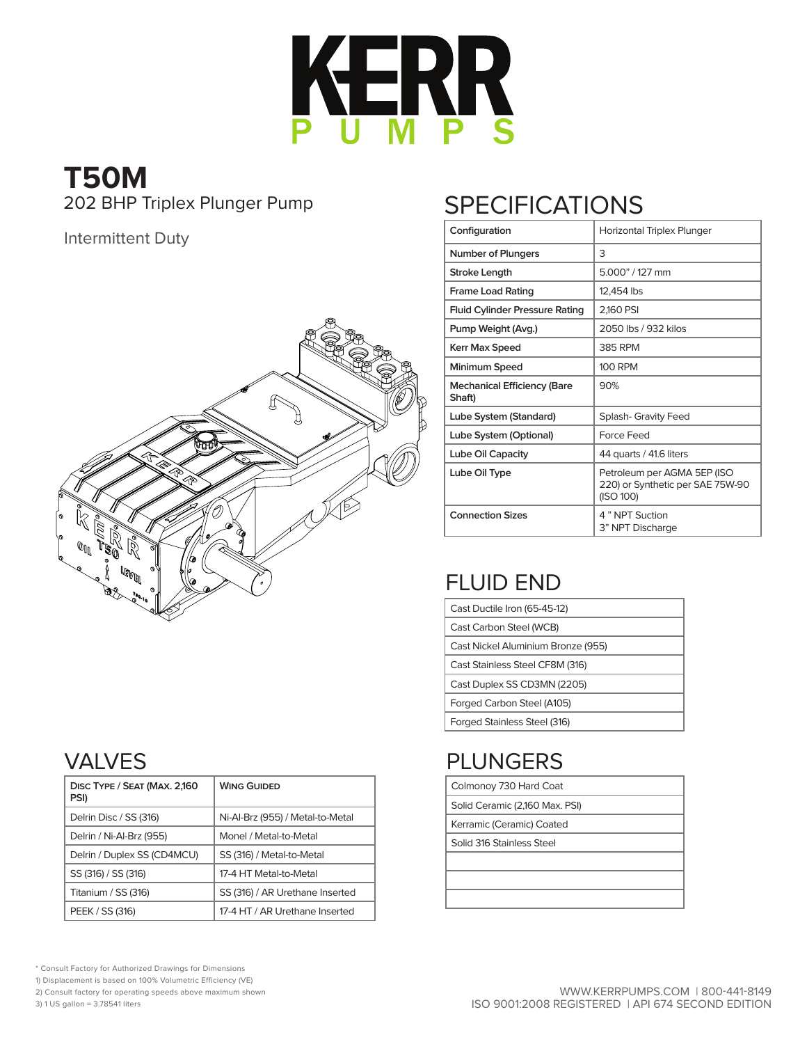# KERR PUMPS

# T50M

202 BHP Triplex Plunger Pump

Intermittent Duty

## SPECIFICATIONS

| Configuration | Horizontal Triplex Plunger |
|---|---|
| Number of Plungers | 3 |
| Stroke Length | 5.000" / 127 mm |
| Frame Load Rating | 12,454 lbs |
| Fluid Cylinder Pressure Rating | 2,160 PSI |
| Pump Weight (Avg.) | 2050 lbs / 932 kilos |
| Kerr Max Speed | 385 RPM |
| Minimum Speed | 100 RPM |
| Mechanical Efficiency (Bare Shaft) | 90% |
| Lube System (Standard) | Splash- Gravity Feed |
| Lube System (Optional) | Force Feed |
| Lube Oil Capacity | 44 quarts / 41.6 liters |
| Lube Oil Type | Petroleum per AGMA 5EP (ISO 220) or Synthetic per SAE 75W-90 (ISO 100) |
| Connection Sizes | 4 " NPT Suction<br>3" NPT Discharge |

## FLUID END

| Cast Ductile Iron (65-45-12) |
|---|
| Cast Carbon Steel (WCB) |
| Cast Nickel Aluminium Bronze (955) |
| Cast Stainless Steel CF8M (316) |
| Cast Duplex SS CD3MN (2205) |
| Forged Carbon Steel (A105) |
| Forged Stainless Steel (316) |

## VALVES

| Disc Type / Seat (Max. 2,160 PSI) | Wing Guided |
|---|---|
| Delrin Disc / SS (316) | Ni-Al-Brz (955) / Metal-to-Metal |
| Delrin / Ni-Al-Brz (955) | Monel / Metal-to-Metal |
| Delrin / Duplex SS (CD4MCU) | SS (316) / Metal-to-Metal |
| SS (316) / SS (316) | 17-4 HT Metal-to-Metal |
| Titanium / SS (316) | SS (316) / AR Urethane Inserted |
| PEEK / SS (316) | 17-4 HT / AR Urethane Inserted |

## PLUNGERS

| Colmonoy 730 Hard Coat |
|---|
| Solid Ceramic (2,160 Max. PSI) |
| Kerramic (Ceramic) Coated |
| Solid 316 Stainless Steel |
| |
| |
| |

* Consult Factory for Authorized Drawings for Dimensions
1) Displacement is based on 100% Volumetric Efficiency (VE)
2) Consult factory for operating speeds above maximum shown
3) 1 US gallon = 3.78541 liters

WWW.KERRPUMPS.COM | 800-441-8149
ISO 9001:2008 REGISTERED | API 674 SECOND EDITION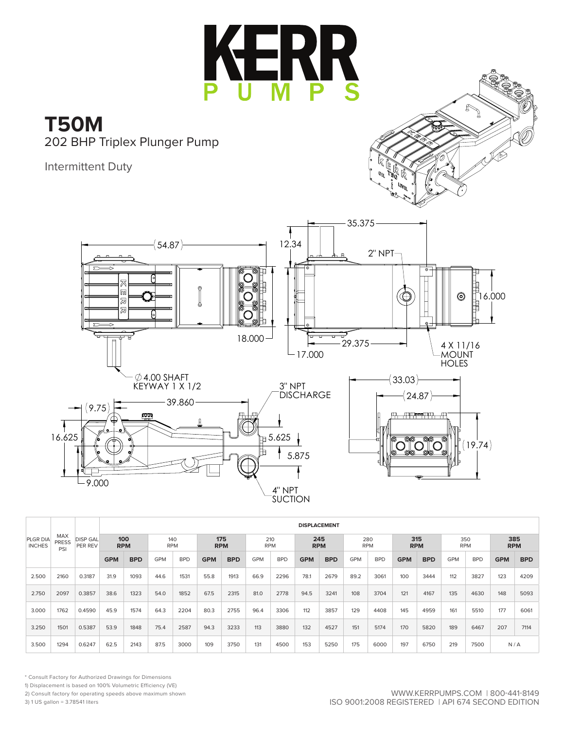# KERR PUMPS

# T50M

202 BHP Triplex Plunger Pump

Intermittent Duty

54.87
12.34
35.375
2" NPT
16.000
18.000
17.000
29.375
4 X 11/16
MOUNT
HOLES
∅ 4.00 SHAFT
KEYWAY 1 X 1/2
3" NPT
DISCHARGE
9.75
39.860
16.625
5.625
5.875
9.000
4" NPT
SUCTION
33.03
24.87
19.74

| PLGR DIA INCHES | MAX PRESS PSI | DISP GAL PER REV | DISPLACEMENT | | | | | | | | | | | | | | | | | |
|---|---|---|---|---|---|---|---|---|---|---|---|---|---|---|---|---|---|---|---|---|
| | | | 100 RPM | | 140 RPM | | 175 RPM | | 210 RPM | | 245 RPM | | 280 RPM | | 315 RPM | | 350 RPM | | 385 RPM | |
| | | | GPM | BPD | GPM | BPD | GPM | BPD | GPM | BPD | GPM | BPD | GPM | BPD | GPM | BPD | GPM | BPD | GPM | BPD |
| 2.500 | 2160 | 0.3187 | 31.9 | 1093 | 44.6 | 1531 | 55.8 | 1913 | 66.9 | 2296 | 78.1 | 2679 | 89.2 | 3061 | 100 | 3444 | 112 | 3827 | 123 | 4209 |
| 2.750 | 2097 | 0.3857 | 38.6 | 1323 | 54.0 | 1852 | 67.5 | 2315 | 81.0 | 2778 | 94.5 | 3241 | 108 | 3704 | 121 | 4167 | 135 | 4630 | 148 | 5093 |
| 3.000 | 1762 | 0.4590 | 45.9 | 1574 | 64.3 | 2204 | 80.3 | 2755 | 96.4 | 3306 | 112 | 3857 | 129 | 4408 | 145 | 4959 | 161 | 5510 | 177 | 6061 |
| 3.250 | 1501 | 0.5387 | 53.9 | 1848 | 75.4 | 2587 | 94.3 | 3233 | 113 | 3880 | 132 | 4527 | 151 | 5174 | 170 | 5820 | 189 | 6467 | 207 | 7114 |
| 3.500 | 1294 | 0.6247 | 62.5 | 2143 | 87.5 | 3000 | 109 | 3750 | 131 | 4500 | 153 | 5250 | 175 | 6000 | 197 | 6750 | 219 | 7500 | N / A | |

\* Consult Factory for Authorized Drawings for Dimensions

1) Displacement is based on 100% Volumetric Efficiency (VE)

2) Consult factory for operating speeds above maximum shown

3) 1 US gallon = 3.78541 liters

WWW.KERRPUMPS.COM | 800-441-8149
ISO 9001:2008 REGISTERED | API 674 SECOND EDITION